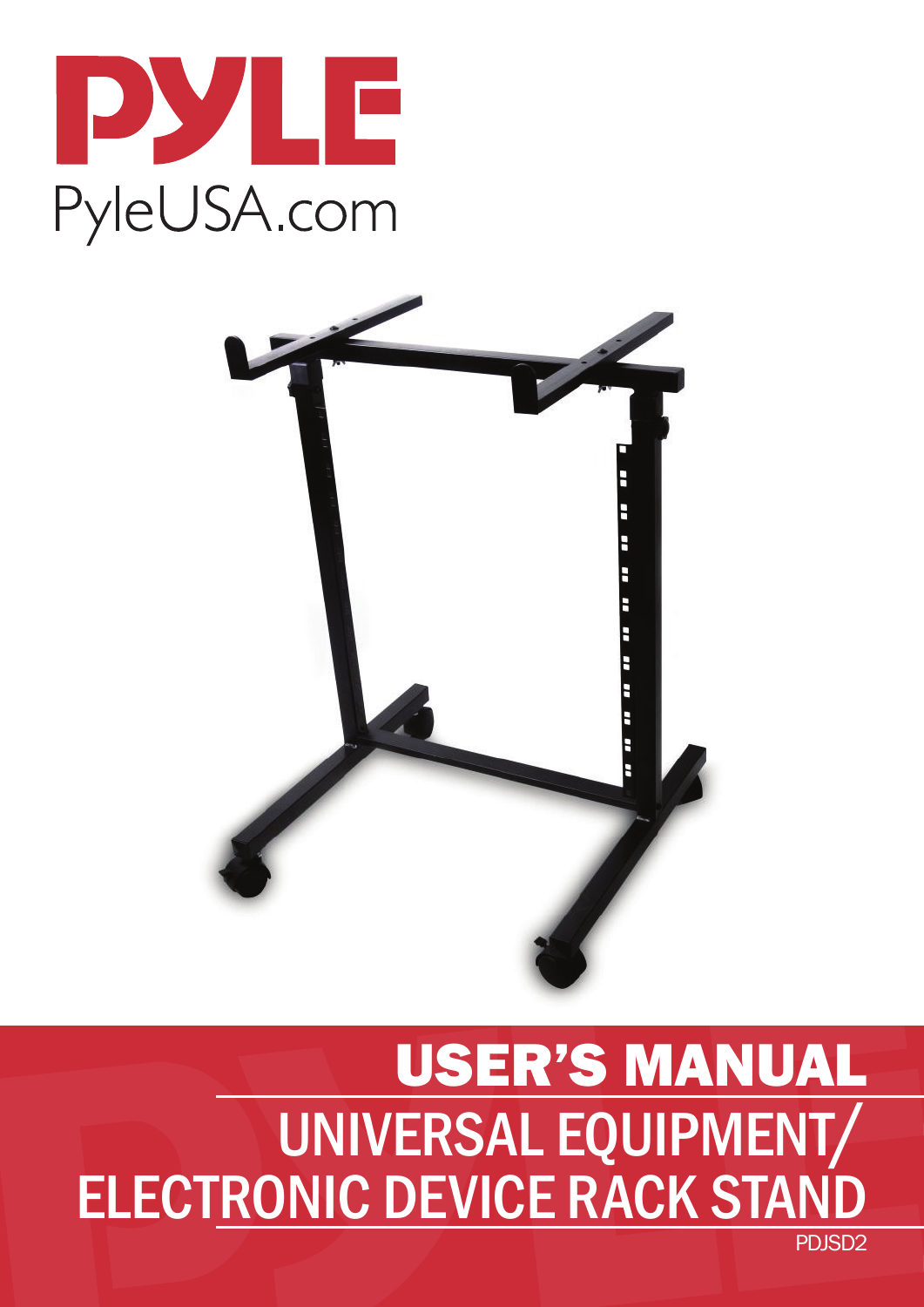PYLE

PyleUSA.com

# USER'S MANUAL

## UNIVERSAL EQUIPMENT/ ELECTRONIC DEVICE RACK STAND

PDJSD2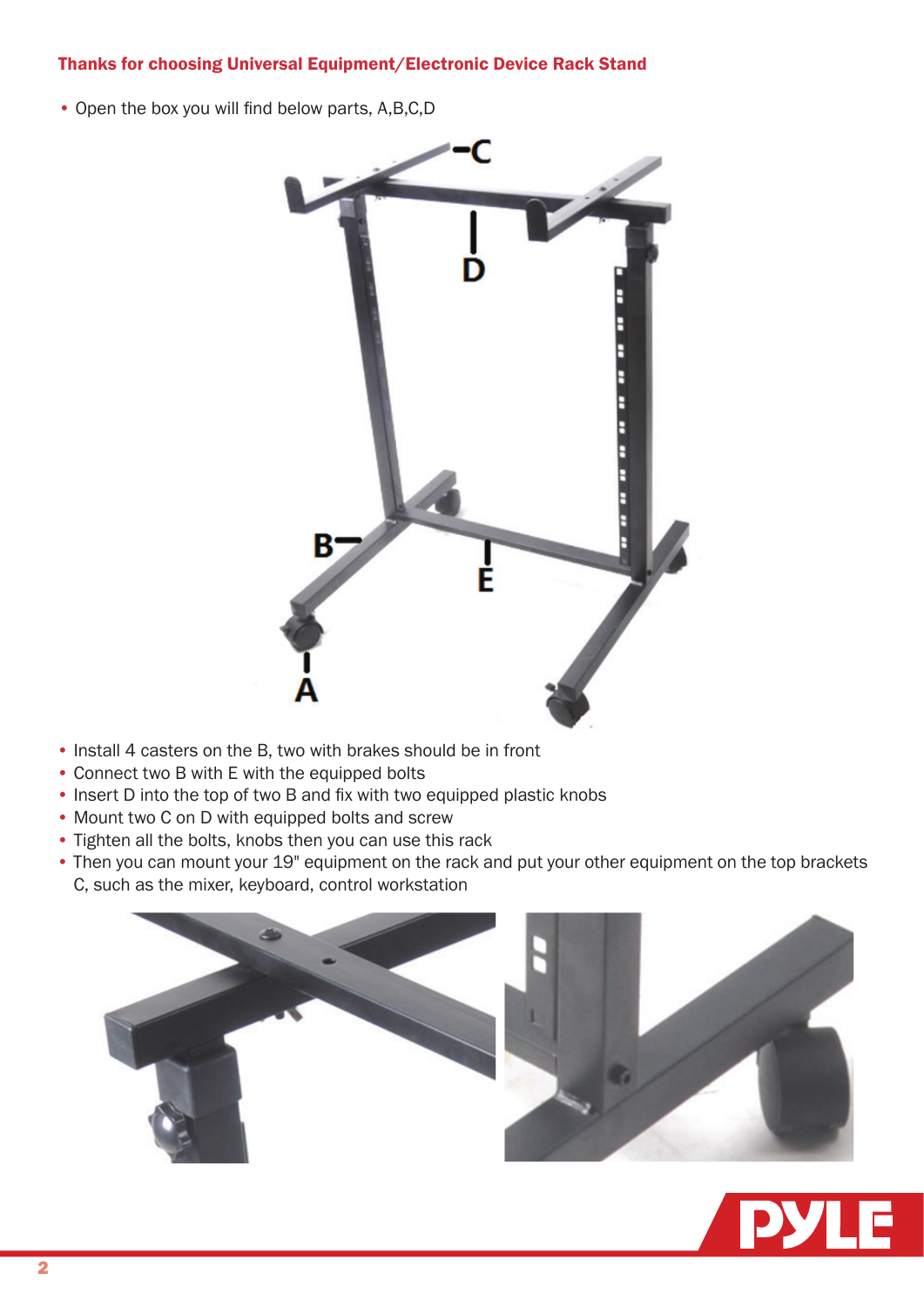**Thanks for choosing Universal Equipment/Electronic Device Rack Stand**

- Open the box you will find below parts, A,B,C,D

- Install 4 casters on the B, two with brakes should be in front
- Connect two B with E with the equipped bolts
- Insert D into the top of two B and fix with two equipped plastic knobs
- Mount two C on D with equipped bolts and screw
- Tighten all the bolts, knobs then you can use this rack
- Then you can mount your 19" equipment on the rack and put your other equipment on the top brackets C, such as the mixer, keyboard, control workstation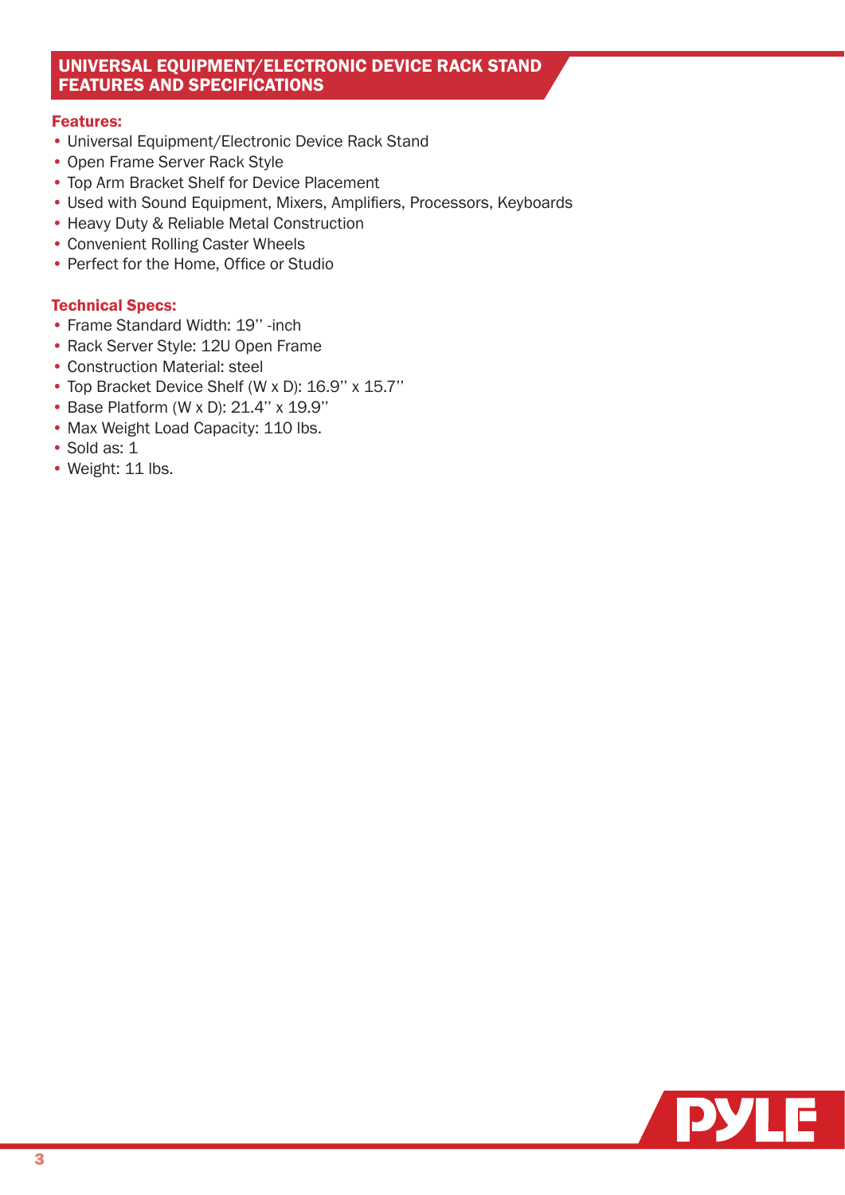## UNIVERSAL EQUIPMENT/ELECTRONIC DEVICE RACK STAND FEATURES AND SPECIFICATIONS

### Features:

- Universal Equipment/Electronic Device Rack Stand
- Open Frame Server Rack Style
- Top Arm Bracket Shelf for Device Placement
- Used with Sound Equipment, Mixers, Amplifiers, Processors, Keyboards
- Heavy Duty & Reliable Metal Construction
- Convenient Rolling Caster Wheels
- Perfect for the Home, Office or Studio

### Technical Specs:

- Frame Standard Width: 19'' -inch
- Rack Server Style: 12U Open Frame
- Construction Material: steel
- Top Bracket Device Shelf (W x D): 16.9'' x 15.7''
- Base Platform (W x D): 21.4'' x 19.9''
- Max Weight Load Capacity: 110 lbs.
- Sold as: 1
- Weight: 11 lbs.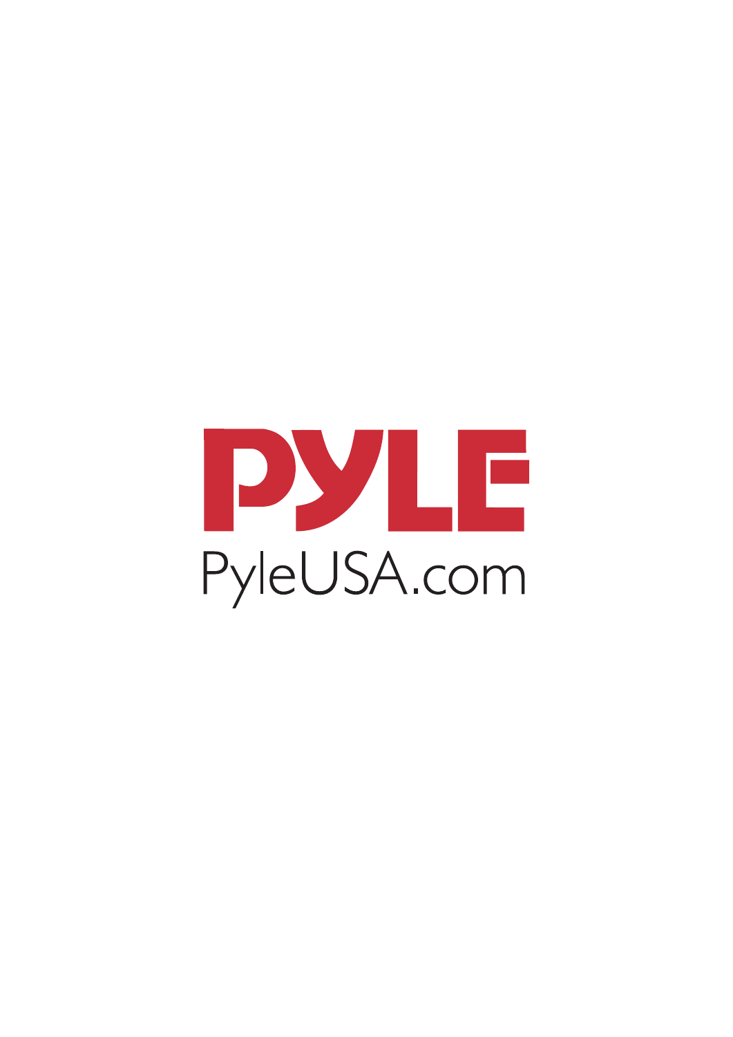PYLE

PyleUSA.com